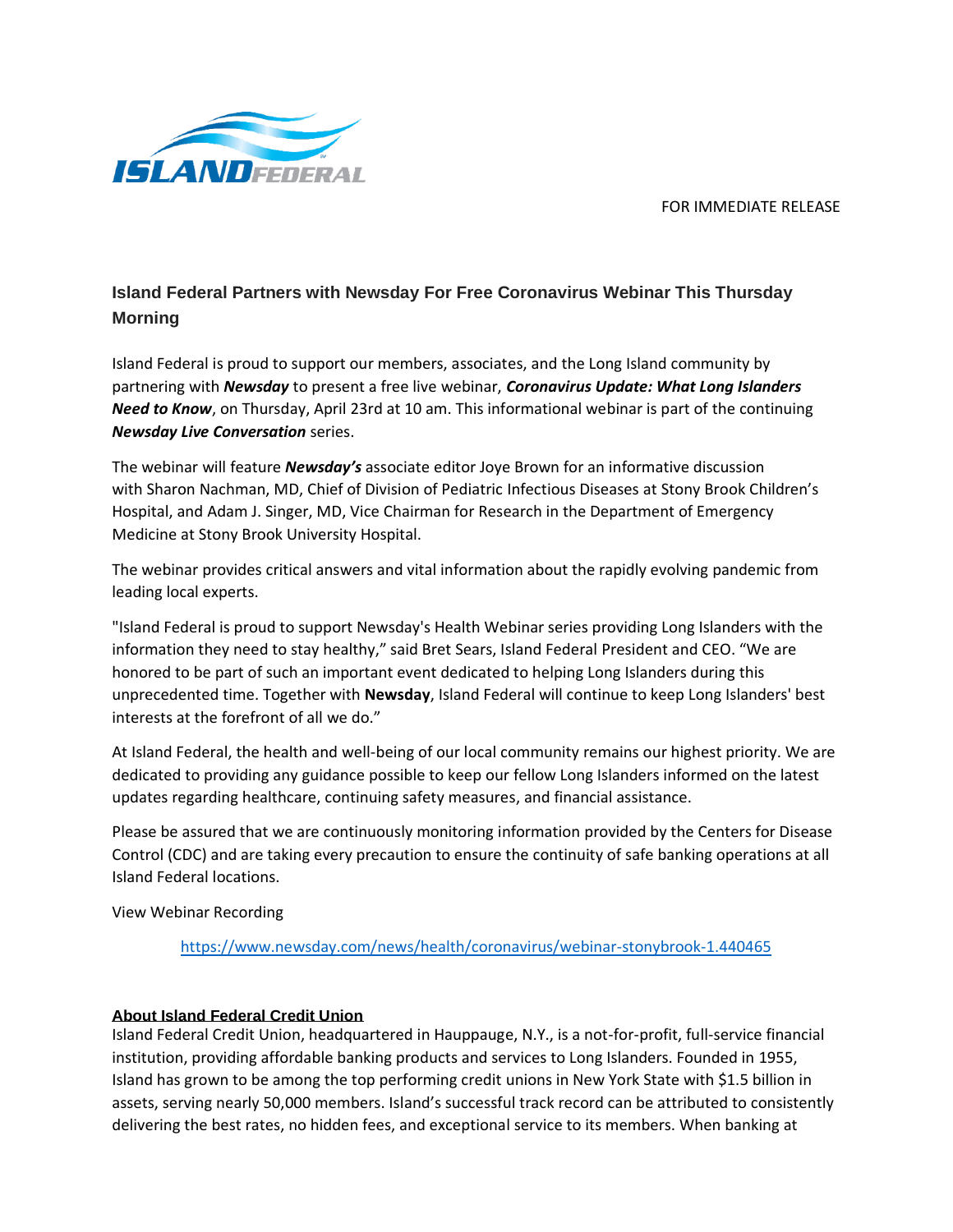FOR IMMEDIATE RELEASE

## Island Federal Partners with Newsday For Free Coronavirus Webinar This Thursday Morning

Island Federal is proud to support our members, associates, and the Long Island community by partnering with ***Newsday*** to present a free live webinar, ***Coronavirus Update: What Long Islanders Need to Know***, on Thursday, April 23rd at 10 am. This informational webinar is part of the continuing ***Newsday Live Conversation*** series.

The webinar will feature ***Newsday's*** associate editor Joye Brown for an informative discussion with Sharon Nachman, MD, Chief of Division of Pediatric Infectious Diseases at Stony Brook Children's Hospital, and Adam J. Singer, MD, Vice Chairman for Research in the Department of Emergency Medicine at Stony Brook University Hospital.

The webinar provides critical answers and vital information about the rapidly evolving pandemic from leading local experts.

"Island Federal is proud to support Newsday's Health Webinar series providing Long Islanders with the information they need to stay healthy," said Bret Sears, Island Federal President and CEO. "We are honored to be part of such an important event dedicated to helping Long Islanders during this unprecedented time. Together with **Newsday**, Island Federal will continue to keep Long Islanders' best interests at the forefront of all we do."

At Island Federal, the health and well-being of our local community remains our highest priority. We are dedicated to providing any guidance possible to keep our fellow Long Islanders informed on the latest updates regarding healthcare, continuing safety measures, and financial assistance.

Please be assured that we are continuously monitoring information provided by the Centers for Disease Control (CDC) and are taking every precaution to ensure the continuity of safe banking operations at all Island Federal locations.

View Webinar Recording

https://www.newsday.com/news/health/coronavirus/webinar-stonybrook-1.440465

**About Island Federal Credit Union**

Island Federal Credit Union, headquartered in Hauppauge, N.Y., is a not-for-profit, full-service financial institution, providing affordable banking products and services to Long Islanders. Founded in 1955, Island has grown to be among the top performing credit unions in New York State with $1.5 billion in assets, serving nearly 50,000 members. Island's successful track record can be attributed to consistently delivering the best rates, no hidden fees, and exceptional service to its members. When banking at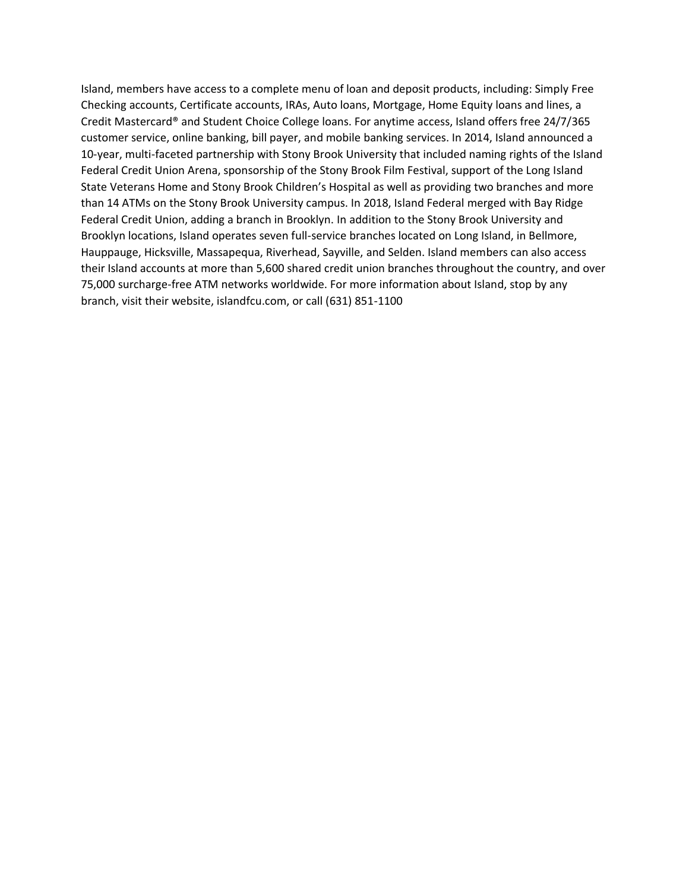Island, members have access to a complete menu of loan and deposit products, including: Simply Free Checking accounts, Certificate accounts, IRAs, Auto loans, Mortgage, Home Equity loans and lines, a Credit Mastercard® and Student Choice College loans. For anytime access, Island offers free 24/7/365 customer service, online banking, bill payer, and mobile banking services. In 2014, Island announced a 10-year, multi-faceted partnership with Stony Brook University that included naming rights of the Island Federal Credit Union Arena, sponsorship of the Stony Brook Film Festival, support of the Long Island State Veterans Home and Stony Brook Children's Hospital as well as providing two branches and more than 14 ATMs on the Stony Brook University campus. In 2018, Island Federal merged with Bay Ridge Federal Credit Union, adding a branch in Brooklyn. In addition to the Stony Brook University and Brooklyn locations, Island operates seven full-service branches located on Long Island, in Bellmore, Hauppauge, Hicksville, Massapequa, Riverhead, Sayville, and Selden. Island members can also access their Island accounts at more than 5,600 shared credit union branches throughout the country, and over 75,000 surcharge-free ATM networks worldwide. For more information about Island, stop by any branch, visit their website, islandfcu.com, or call (631) 851-1100